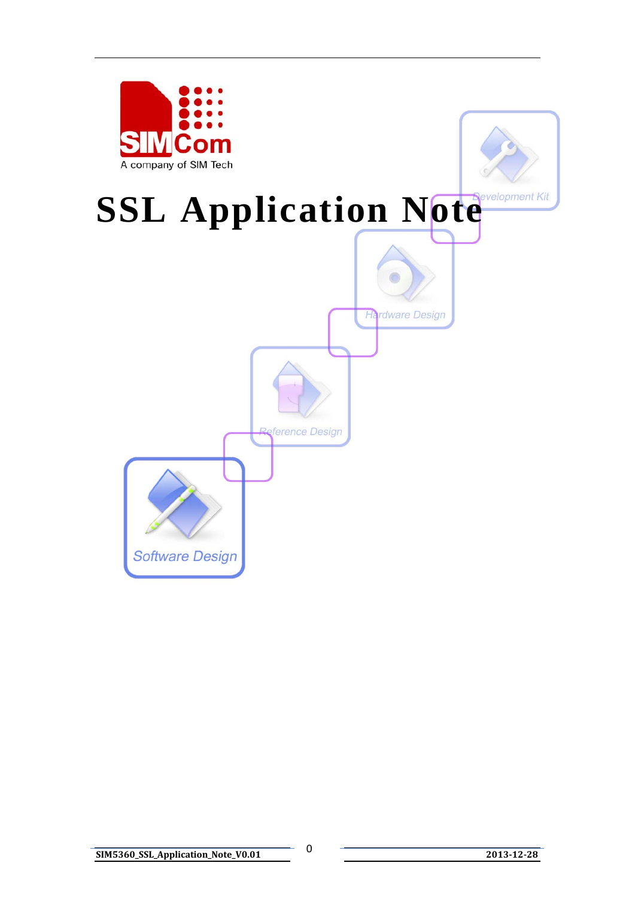# SSL Application Note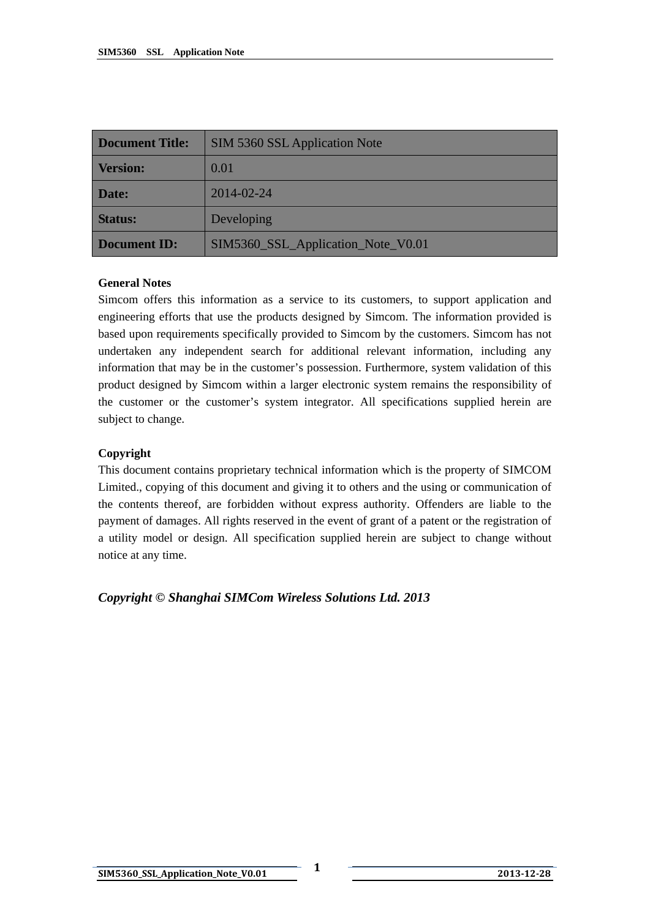| Document Title: | SIM 5360 SSL Application Note |
|---|---|
| Version: | 0.01 |
| Date: | 2014-02-24 |
| Status: | Developing |
| Document ID: | SIM5360_SSL_Application_Note_V0.01 |

**General Notes**

Simcom offers this information as a service to its customers, to support application and engineering efforts that use the products designed by Simcom. The information provided is based upon requirements specifically provided to Simcom by the customers. Simcom has not undertaken any independent search for additional relevant information, including any information that may be in the customer's possession. Furthermore, system validation of this product designed by Simcom within a larger electronic system remains the responsibility of the customer or the customer's system integrator. All specifications supplied herein are subject to change.

**Copyright**

This document contains proprietary technical information which is the property of SIMCOM Limited., copying of this document and giving it to others and the using or communication of the contents thereof, are forbidden without express authority. Offenders are liable to the payment of damages. All rights reserved in the event of grant of a patent or the registration of a utility model or design. All specification supplied herein are subject to change without notice at any time.

***Copyright © Shanghai SIMCom Wireless Solutions Ltd. 2013***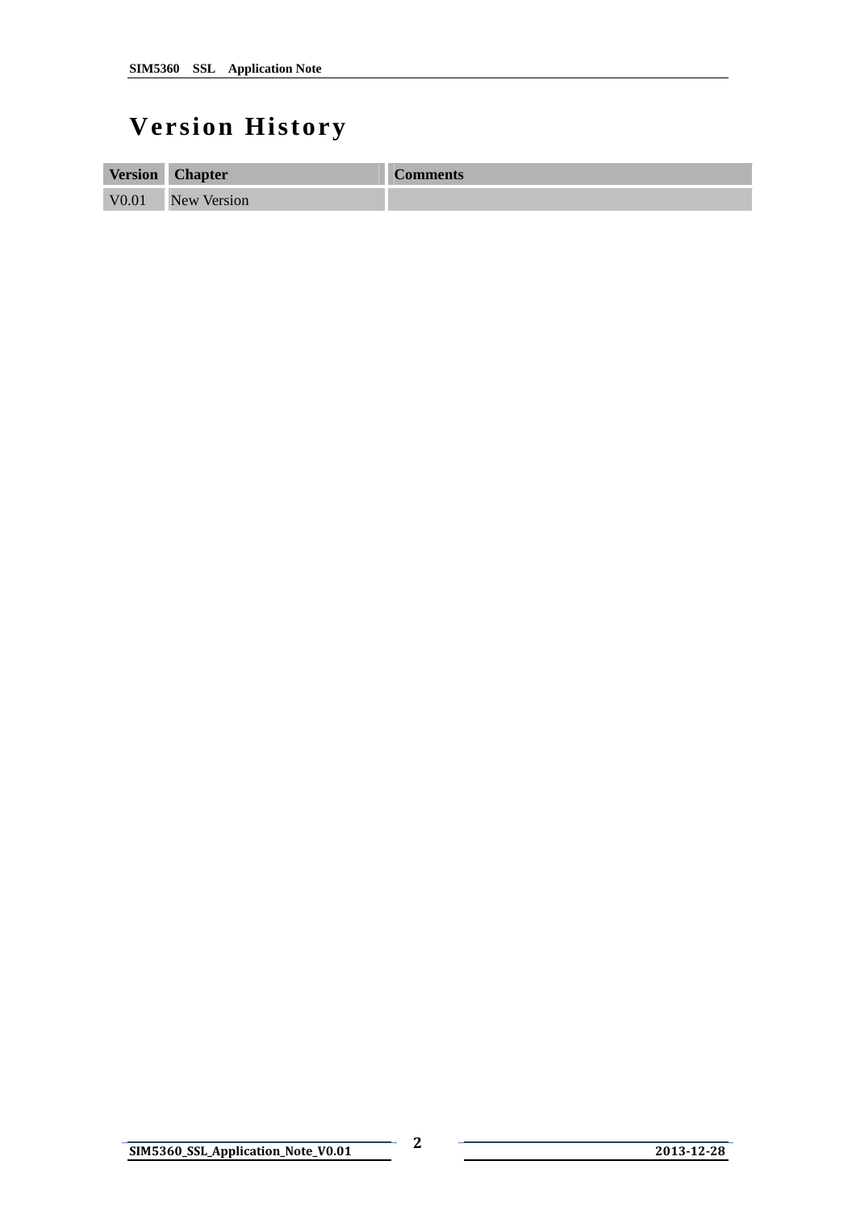# Version History

| Version | Chapter | Comments |
| --- | --- | --- |
| V0.01 | New Version | |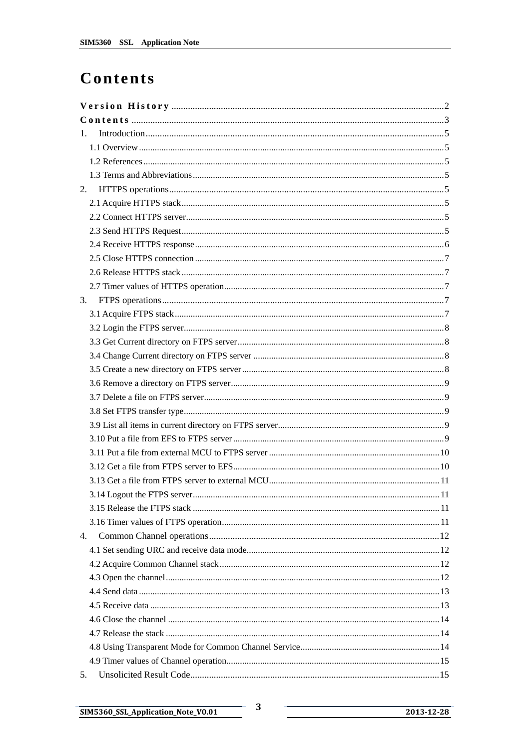# Contents

Version History ........................................................................................................................2
Contents ....................................................................................................................................3
1. Introduction ..........................................................................................................................5
  1.1 Overview ...........................................................................................................................5
  1.2 References .........................................................................................................................5
  1.3 Terms and Abbreviations ...................................................................................................5
2. HTTPS operations ................................................................................................................5
  2.1 Acquire HTTPS stack ........................................................................................................5
  2.2 Connect HTTPS server ......................................................................................................5
  2.3 Send HTTPS Request ........................................................................................................5
  2.4 Receive HTTPS response ...................................................................................................6
  2.5 Close HTTPS connection ...................................................................................................7
  2.6 Release HTTPS stack .........................................................................................................7
  2.7 Timer values of HTTPS operation......................................................................................7
3. FTPS operations ....................................................................................................................7
  3.1 Acquire FTPS stack ............................................................................................................7
  3.2 Login the FTPS server........................................................................................................8
  3.3 Get Current directory on FTPS server ................................................................................8
  3.4 Change Current directory on FTPS server .........................................................................8
  3.5 Create a new directory on FTPS server ..............................................................................8
  3.6 Remove a directory on FTPS server...................................................................................9
  3.7 Delete a file on FTPS server...............................................................................................9
  3.8 Set FTPS transfer type........................................................................................................9
  3.9 List all items in current directory on FTPS server..............................................................9
  3.10 Put a file from EFS to FTPS server ..................................................................................9
  3.11 Put a file from external MCU to FTPS server .................................................................10
  3.12 Get a file from FTPS server to EFS.................................................................................10
  3.13 Get a file from FTPS server to external MCU.................................................................11
  3.14 Logout the FTPS server..................................................................................................11
  3.15 Release the FTPS stack ..................................................................................................11
  3.16 Timer values of FTPS operation......................................................................................11
4. Common Channel operations .............................................................................................12
  4.1 Set sending URC and receive data mode...........................................................................12
  4.2 Acquire Common Channel stack .......................................................................................12
  4.3 Open the channel...............................................................................................................12
  4.4 Send data ..........................................................................................................................13
  4.5 Receive data .....................................................................................................................13
  4.6 Close the channel ..............................................................................................................14
  4.7 Release the stack ...............................................................................................................14
  4.8 Using Transparent Mode for Common Channel Service....................................................14
  4.9 Timer values of Channel operation....................................................................................15
5. Unsolicited Result Code.......................................................................................................15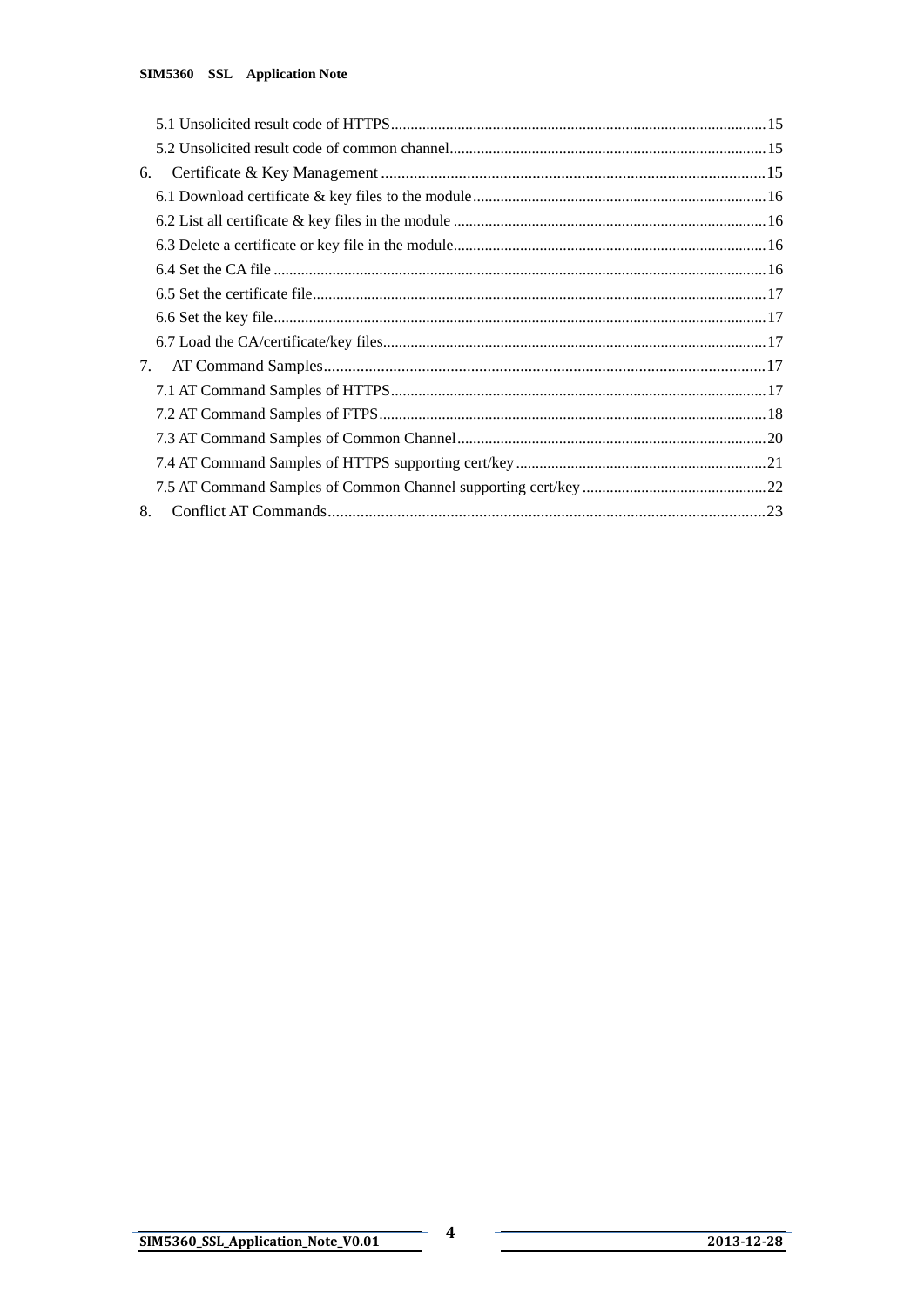5.1 Unsolicited result code of HTTPS......15

5.2 Unsolicited result code of common channel......15

6. Certificate & Key Management......15

6.1 Download certificate & key files to the module......16

6.2 List all certificate & key files in the module......16

6.3 Delete a certificate or key file in the module......16

6.4 Set the CA file......16

6.5 Set the certificate file......17

6.6 Set the key file......17

6.7 Load the CA/certificate/key files......17

7. AT Command Samples......17

7.1 AT Command Samples of HTTPS......17

7.2 AT Command Samples of FTPS......18

7.3 AT Command Samples of Common Channel......20

7.4 AT Command Samples of HTTPS supporting cert/key......21

7.5 AT Command Samples of Common Channel supporting cert/key......22

8. Conflict AT Commands......23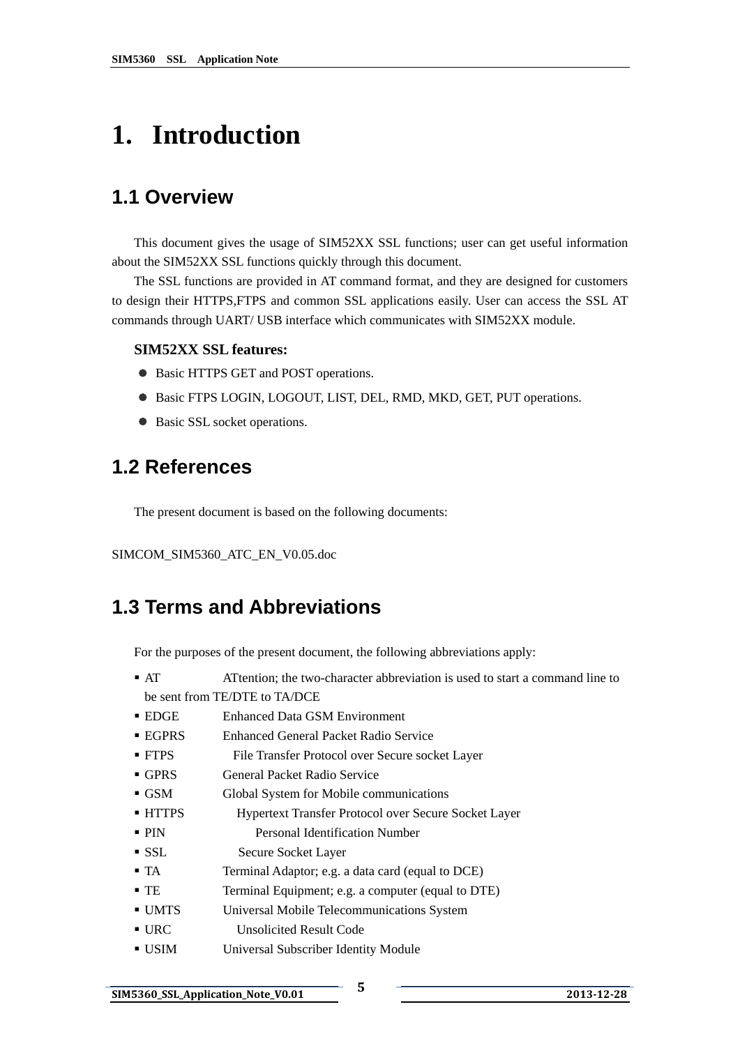# 1. Introduction

## 1.1 Overview

This document gives the usage of SIM52XX SSL functions; user can get useful information about the SIM52XX SSL functions quickly through this document.

The SSL functions are provided in AT command format, and they are designed for customers to design their HTTPS,FTPS and common SSL applications easily. User can access the SSL AT commands through UART/ USB interface which communicates with SIM52XX module.

**SIM52XX SSL features:**

- Basic HTTPS GET and POST operations.
- Basic FTPS LOGIN, LOGOUT, LIST, DEL, RMD, MKD, GET, PUT operations.
- Basic SSL socket operations.

## 1.2 References

The present document is based on the following documents:

SIMCOM_SIM5360_ATC_EN_V0.05.doc

## 1.3 Terms and Abbreviations

For the purposes of the present document, the following abbreviations apply:

- AT ATtention; the two-character abbreviation is used to start a command line to be sent from TE/DTE to TA/DCE
- EDGE Enhanced Data GSM Environment
- EGPRS Enhanced General Packet Radio Service
- FTPS File Transfer Protocol over Secure socket Layer
- GPRS General Packet Radio Service
- GSM Global System for Mobile communications
- HTTPS Hypertext Transfer Protocol over Secure Socket Layer
- PIN Personal Identification Number
- SSL Secure Socket Layer
- TA Terminal Adaptor; e.g. a data card (equal to DCE)
- TE Terminal Equipment; e.g. a computer (equal to DTE)
- UMTS Universal Mobile Telecommunications System
- URC Unsolicited Result Code
- USIM Universal Subscriber Identity Module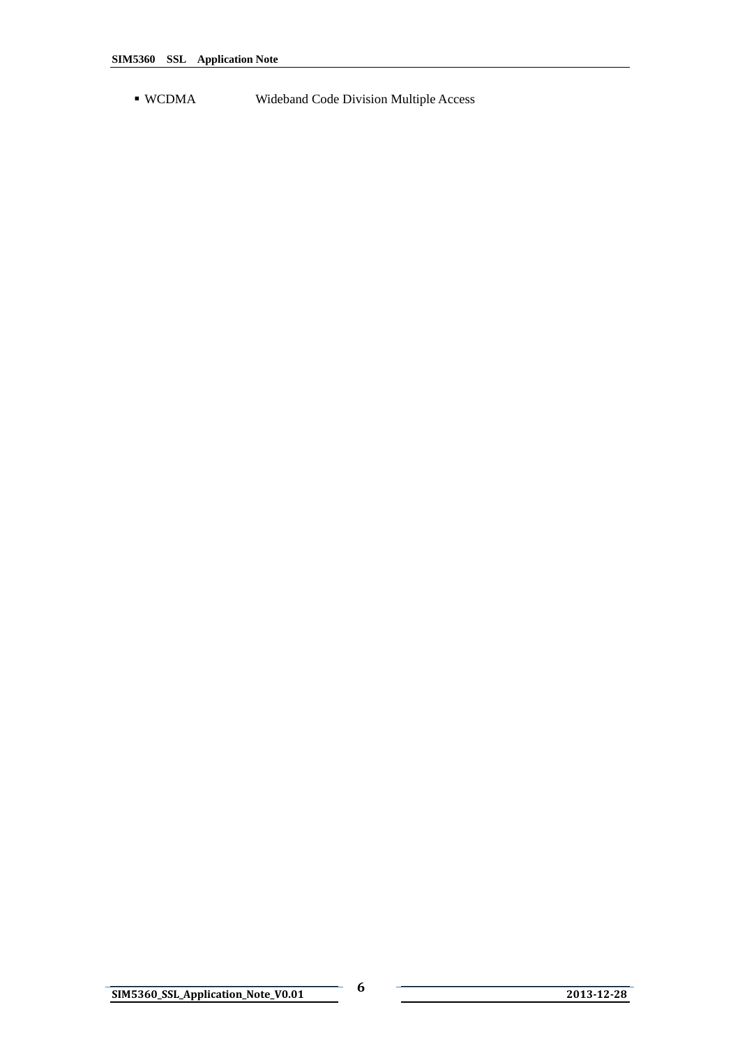- WCDMA Wideband Code Division Multiple Access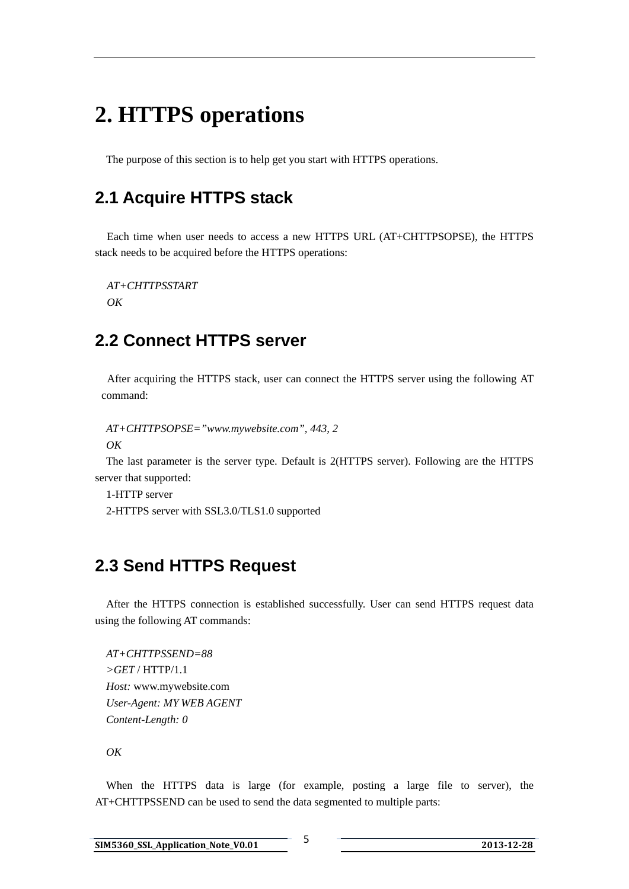# 2. HTTPS operations

The purpose of this section is to help get you start with HTTPS operations.

## 2.1 Acquire HTTPS stack

Each time when user needs to access a new HTTPS URL (AT+CHTTPSOPSE), the HTTPS stack needs to be acquired before the HTTPS operations:

*AT+CHTTPSSTART*
*OK*

## 2.2 Connect HTTPS server

After acquiring the HTTPS stack, user can connect the HTTPS server using the following AT command:

*AT+CHTTPSOPSE="www.mywebsite.com", 443, 2*
*OK*

The last parameter is the server type. Default is 2(HTTPS server). Following are the HTTPS server that supported:

1-HTTP server
2-HTTPS server with SSL3.0/TLS1.0 supported

## 2.3 Send HTTPS Request

After the HTTPS connection is established successfully. User can send HTTPS request data using the following AT commands:

*AT+CHTTPSSEND=88*
*>GET* / HTTP/1.1
*Host:* www.mywebsite.com
*User-Agent: MY WEB AGENT*
*Content-Length: 0*

*OK*

When the HTTPS data is large (for example, posting a large file to server), the AT+CHTTPSSEND can be used to send the data segmented to multiple parts: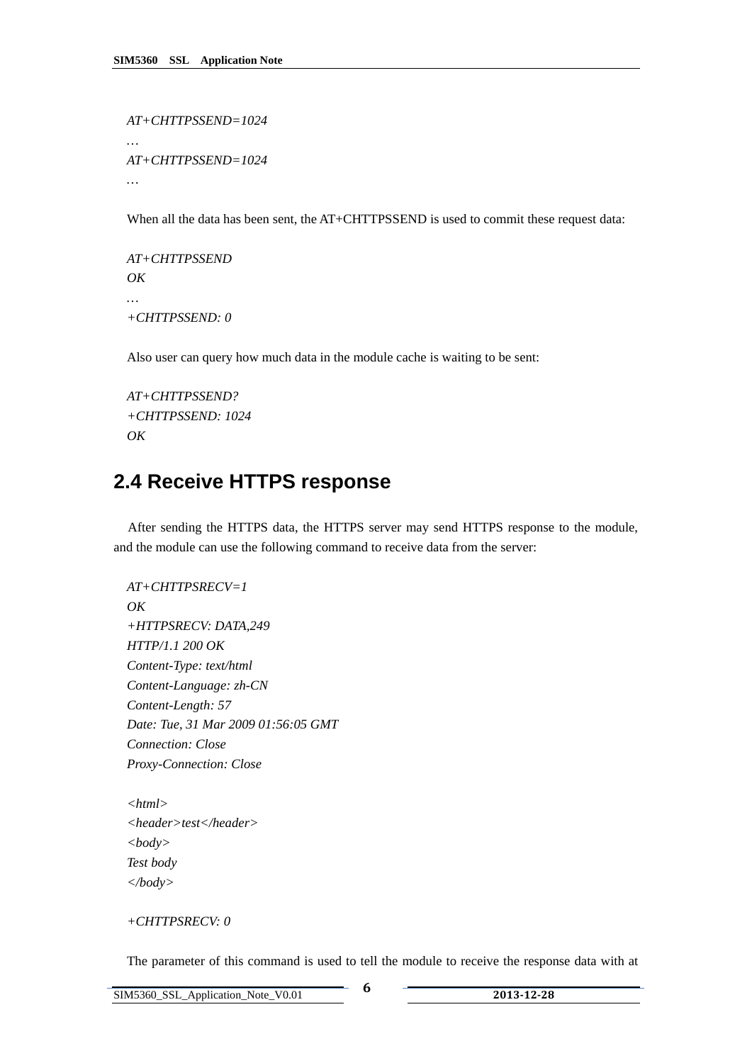*AT+CHTTPSSEND=1024*
*…*
*AT+CHTTPSSEND=1024*
*…*

When all the data has been sent, the AT+CHTTPSSEND is used to commit these request data:

*AT+CHTTPSSEND*
*OK*
*…*
*+CHTTPSSEND: 0*

Also user can query how much data in the module cache is waiting to be sent:

*AT+CHTTPSSEND?*
*+CHTTPSSEND: 1024*
*OK*

## 2.4 Receive HTTPS response

After sending the HTTPS data, the HTTPS server may send HTTPS response to the module, and the module can use the following command to receive data from the server:

*AT+CHTTPSRECV=1*
*OK*
*+HTTPSRECV: DATA,249*
*HTTP/1.1 200 OK*
*Content-Type: text/html*
*Content-Language: zh-CN*
*Content-Length: 57*
*Date: Tue, 31 Mar 2009 01:56:05 GMT*
*Connection: Close*
*Proxy-Connection: Close*

*<html>*
*<header>test</header>*
*<body>*
*Test body*
*</body>*

*+CHTTPSRECV: 0*

The parameter of this command is used to tell the module to receive the response data with at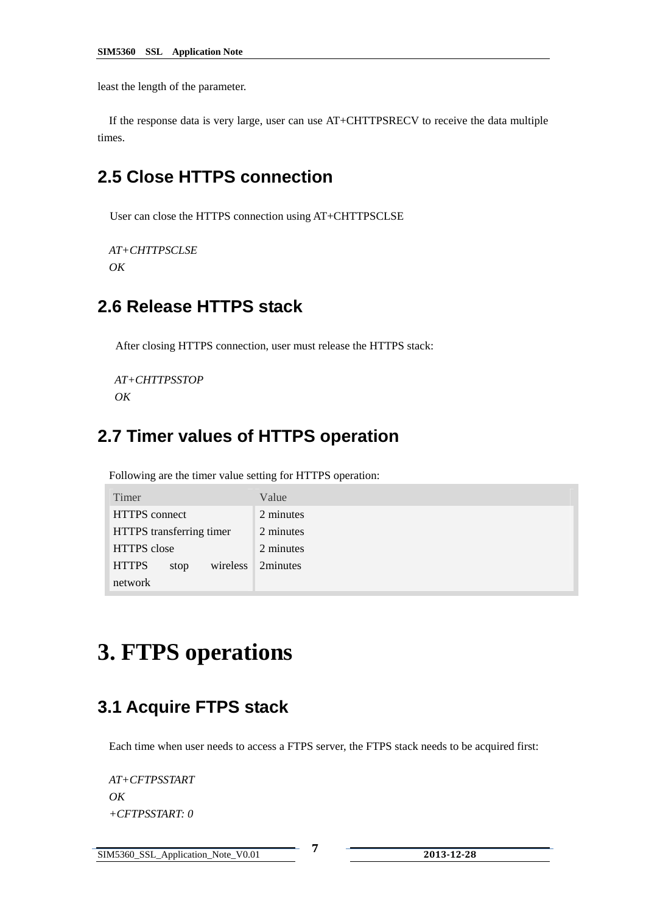least the length of the parameter.

If the response data is very large, user can use AT+CHTTPSRECV to receive the data multiple times.

## 2.5 Close HTTPS connection

User can close the HTTPS connection using AT+CHTTPSCLSE

*AT+CHTTPSCLSE*
*OK*

## 2.6 Release HTTPS stack

After closing HTTPS connection, user must release the HTTPS stack:

*AT+CHTTPSSTOP*
*OK*

## 2.7 Timer values of HTTPS operation

Following are the timer value setting for HTTPS operation:

| Timer | Value |
| --- | --- |
| HTTPS connect | 2 minutes |
| HTTPS transferring timer | 2 minutes |
| HTTPS close | 2 minutes |
| HTTPS stop wireless network | 2minutes |

# 3. FTPS operations

## 3.1 Acquire FTPS stack

Each time when user needs to access a FTPS server, the FTPS stack needs to be acquired first:

*AT+CFTPSSTART*
*OK*
*+CFTPSSTART: 0*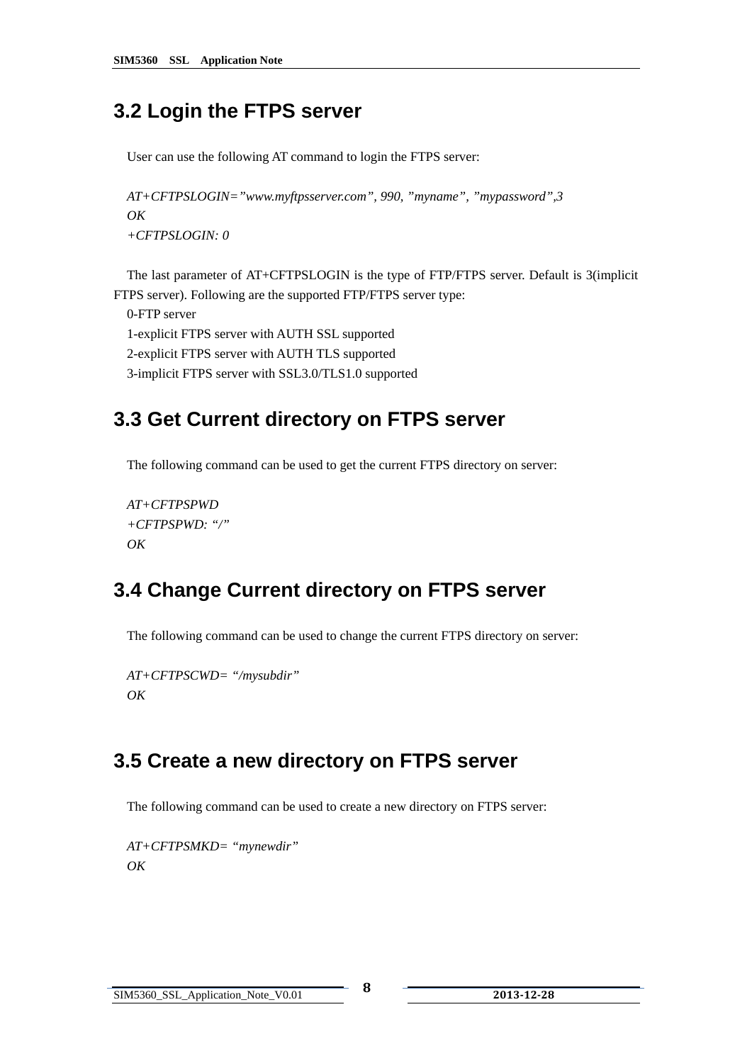## 3.2 Login the FTPS server

User can use the following AT command to login the FTPS server:

*AT+CFTPSLOGIN=”www.myftpsserver.com”, 990, ”myname”, ”mypassword”,3*
*OK*
*+CFTPSLOGIN: 0*

The last parameter of AT+CFTPSLOGIN is the type of FTP/FTPS server. Default is 3(implicit FTPS server). Following are the supported FTP/FTPS server type:

0-FTP server
1-explicit FTPS server with AUTH SSL supported
2-explicit FTPS server with AUTH TLS supported
3-implicit FTPS server with SSL3.0/TLS1.0 supported

## 3.3 Get Current directory on FTPS server

The following command can be used to get the current FTPS directory on server:

*AT+CFTPSPWD*
*+CFTPSPWD: “/”*
*OK*

## 3.4 Change Current directory on FTPS server

The following command can be used to change the current FTPS directory on server:

*AT+CFTPSCWD= “/mysubdir”*
*OK*

## 3.5 Create a new directory on FTPS server

The following command can be used to create a new directory on FTPS server:

*AT+CFTPSMKD= “mynewdir”*
*OK*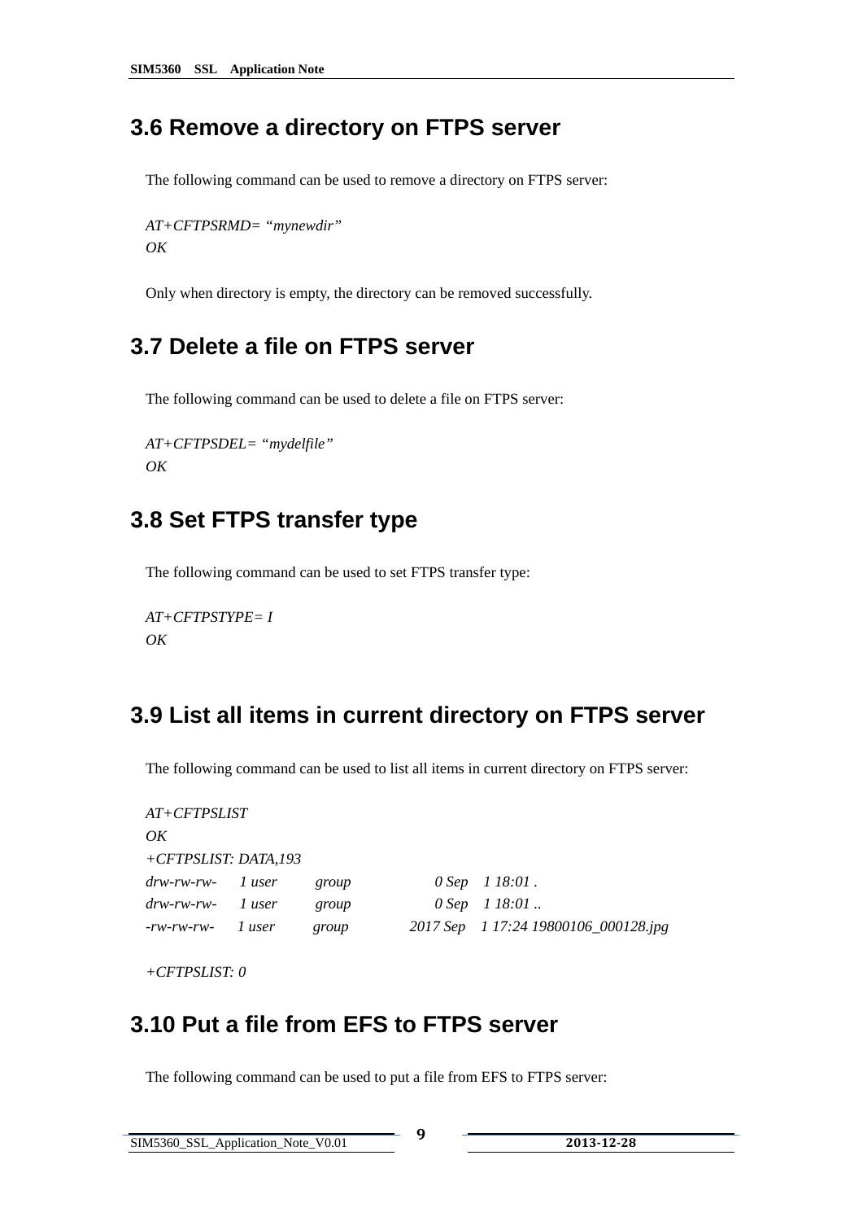## 3.6 Remove a directory on FTPS server

The following command can be used to remove a directory on FTPS server:

*AT+CFTPSRMD= "mynewdir"*
*OK*

Only when directory is empty, the directory can be removed successfully.

## 3.7 Delete a file on FTPS server

The following command can be used to delete a file on FTPS server:

*AT+CFTPSDEL= "mydelfile"*
*OK*

## 3.8 Set FTPS transfer type

The following command can be used to set FTPS transfer type:

*AT+CFTPSTYPE= I*
*OK*

## 3.9 List all items in current directory on FTPS server

The following command can be used to list all items in current directory on FTPS server:

```
AT+CFTPSLIST
OK
+CFTPSLIST: DATA,193
drw-rw-rw-    1 user        group              0 Sep    1 18:01 .
drw-rw-rw-    1 user        group              0 Sep    1 18:01 ..
-rw-rw-rw-    1 user        group           2017 Sep    1 17:24 19800106_000128.jpg

+CFTPSLIST: 0
```

## 3.10 Put a file from EFS to FTPS server

The following command can be used to put a file from EFS to FTPS server: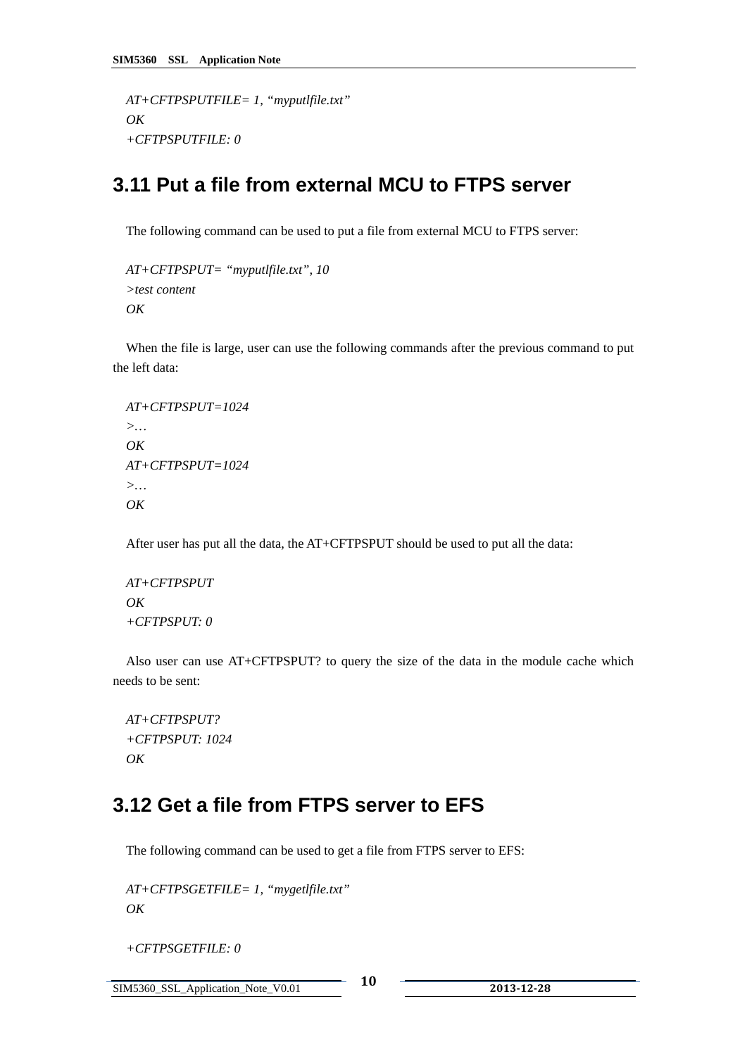*AT+CFTPSPUTFILE= 1, "myputlfile.txt"*
*OK*
*+CFTPSPUTFILE: 0*

## 3.11 Put a file from external MCU to FTPS server

The following command can be used to put a file from external MCU to FTPS server:

*AT+CFTPSPUT= "myputlfile.txt", 10*
*>test content*
*OK*

When the file is large, user can use the following commands after the previous command to put the left data:

*AT+CFTPSPUT=1024*
*>…*
*OK*
*AT+CFTPSPUT=1024*
*>…*
*OK*

After user has put all the data, the AT+CFTPSPUT should be used to put all the data:

*AT+CFTPSPUT*
*OK*
*+CFTPSPUT: 0*

Also user can use AT+CFTPSPUT? to query the size of the data in the module cache which needs to be sent:

*AT+CFTPSPUT?*
*+CFTPSPUT: 1024*
*OK*

## 3.12 Get a file from FTPS server to EFS

The following command can be used to get a file from FTPS server to EFS:

*AT+CFTPSGETFILE= 1, "mygetlfile.txt"*
*OK*

*+CFTPSGETFILE: 0*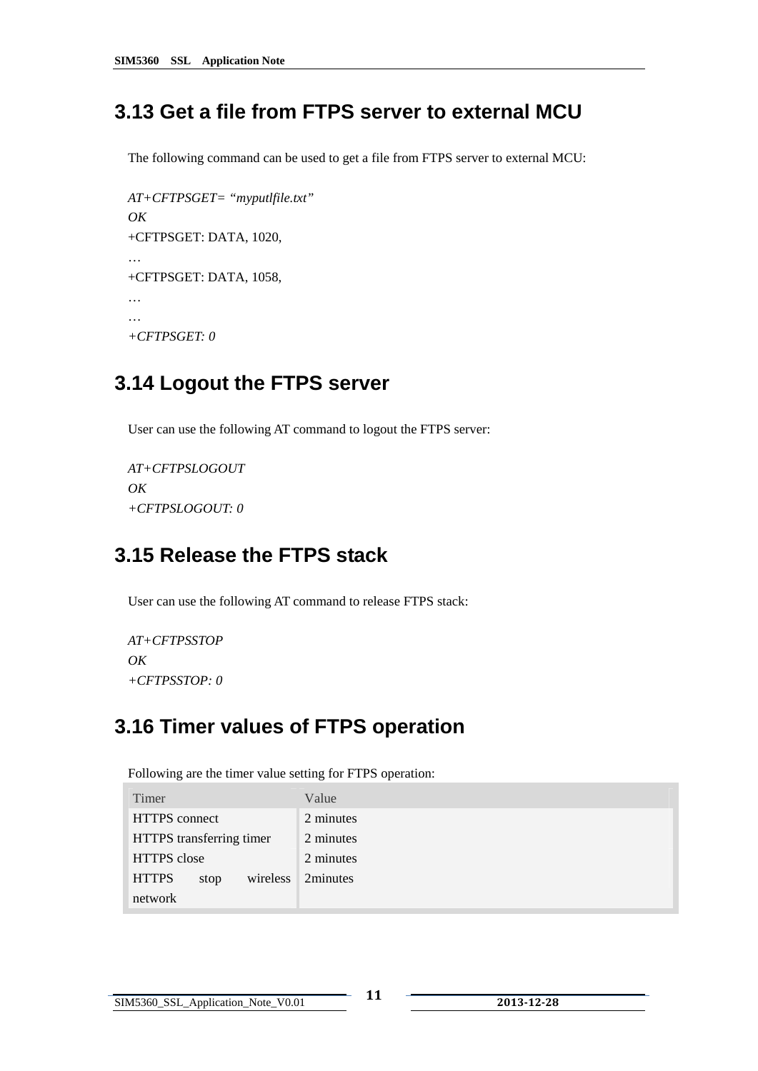## 3.13 Get a file from FTPS server to external MCU

The following command can be used to get a file from FTPS server to external MCU:

*AT+CFTPSGET= "myputlfile.txt"*
*OK*
+CFTPSGET: DATA, 1020,
…
+CFTPSGET: DATA, 1058,
…
…
*+CFTPSGET: 0*

## 3.14 Logout the FTPS server

User can use the following AT command to logout the FTPS server:

*AT+CFTPSLOGOUT*
*OK*
*+CFTPSLOGOUT: 0*

## 3.15 Release the FTPS stack

User can use the following AT command to release FTPS stack:

*AT+CFTPSSTOP*
*OK*
*+CFTPSSTOP: 0*

## 3.16 Timer values of FTPS operation

Following are the timer value setting for FTPS operation:

| Timer | Value |
|---|---|
| HTTPS connect | 2 minutes |
| HTTPS transferring timer | 2 minutes |
| HTTPS close | 2 minutes |
| HTTPS stop wireless network | 2minutes |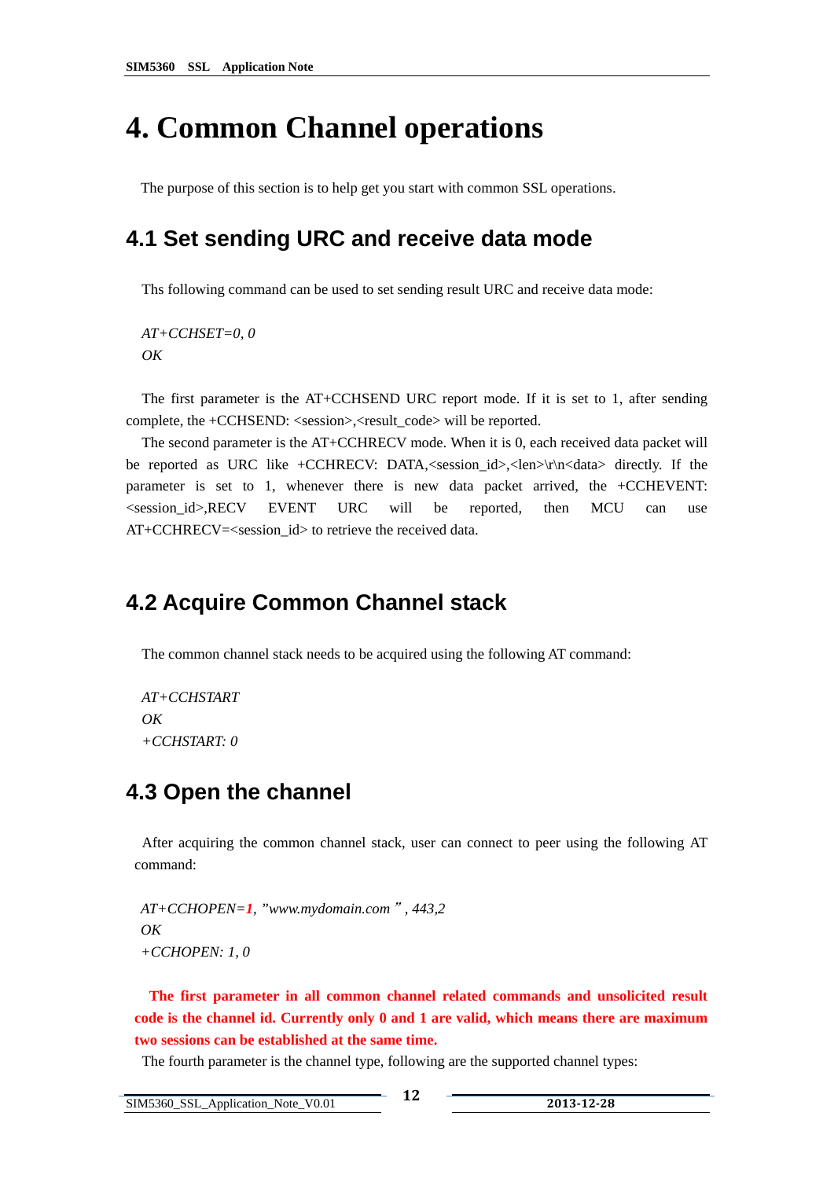# 4. Common Channel operations

The purpose of this section is to help get you start with common SSL operations.

## 4.1 Set sending URC and receive data mode

Ths following command can be used to set sending result URC and receive data mode:

*AT+CCHSET=0, 0*
*OK*

The first parameter is the AT+CCHSEND URC report mode. If it is set to 1, after sending complete, the +CCHSEND: <session>,<result_code> will be reported.

The second parameter is the AT+CCHRECV mode. When it is 0, each received data packet will be reported as URC like +CCHRECV: DATA,<session_id>,<len>\r\n<data> directly. If the parameter is set to 1, whenever there is new data packet arrived, the +CCHEVENT: <session_id>,RECV EVENT URC will be reported, then MCU can use AT+CCHRECV=<session_id> to retrieve the received data.

## 4.2 Acquire Common Channel stack

The common channel stack needs to be acquired using the following AT command:

*AT+CCHSTART*
*OK*
*+CCHSTART: 0*

## 4.3 Open the channel

After acquiring the common channel stack, user can connect to peer using the following AT command:

*AT+CCHOPEN=**1**, "www.mydomain.com", 443,2*
*OK*
*+CCHOPEN: 1, 0*

**The first parameter in all common channel related commands and unsolicited result code is the channel id. Currently only 0 and 1 are valid, which means there are maximum two sessions can be established at the same time.**

The fourth parameter is the channel type, following are the supported channel types: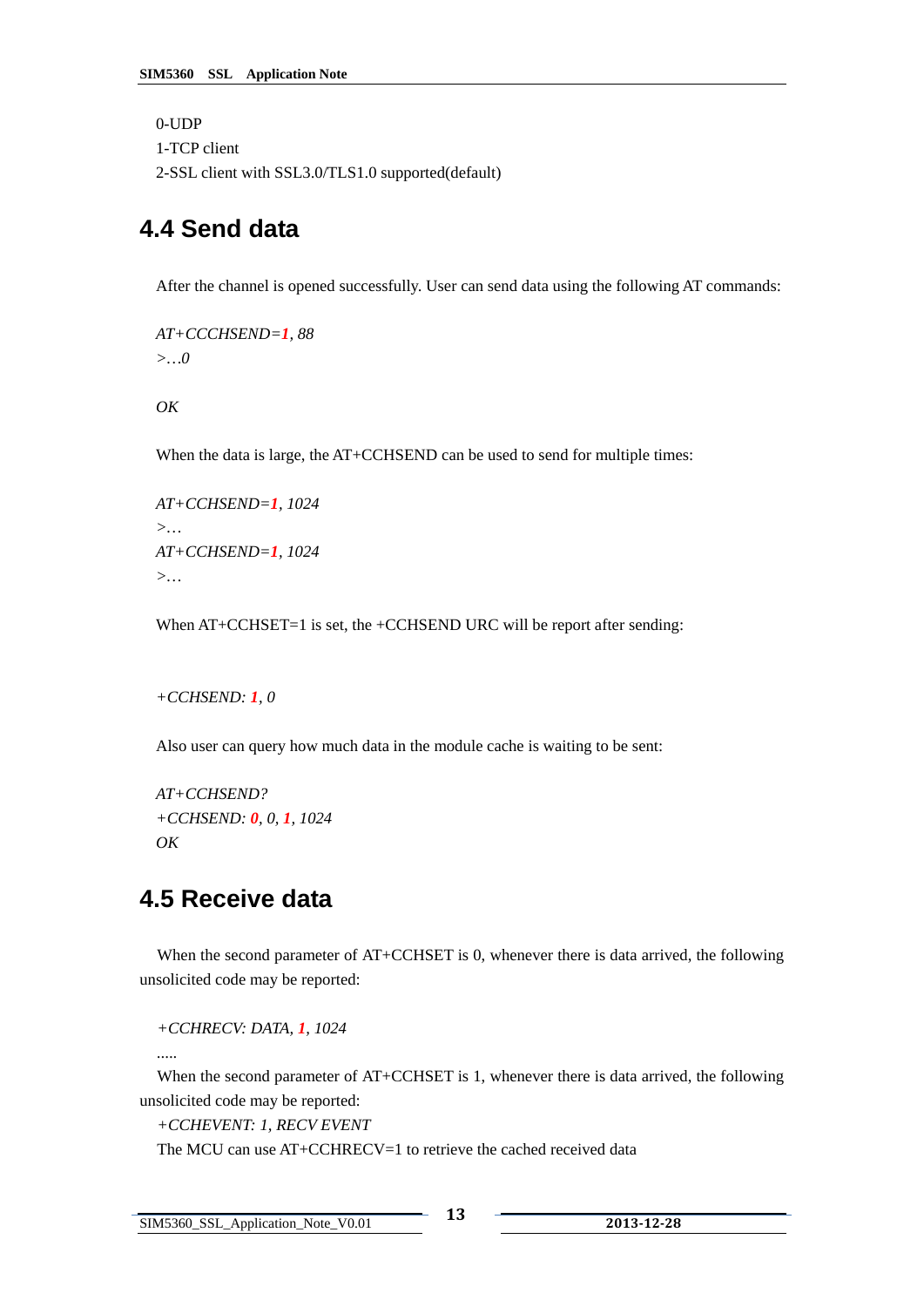0-UDP
1-TCP client
2-SSL client with SSL3.0/TLS1.0 supported(default)

## 4.4 Send data

After the channel is opened successfully. User can send data using the following AT commands:

*AT+CCCHSEND=**1**, 88*
*>…0*

*OK*

When the data is large, the AT+CCHSEND can be used to send for multiple times:

*AT+CCHSEND=**1**, 1024*
*>…*
*AT+CCHSEND=**1**, 1024*
*>…*

When AT+CCHSET=1 is set, the +CCHSEND URC will be report after sending:

*+CCHSEND: **1**, 0*

Also user can query how much data in the module cache is waiting to be sent:

*AT+CCHSEND?*
*+CCHSEND: **0**, 0, **1**, 1024*
*OK*

## 4.5 Receive data

When the second parameter of AT+CCHSET is 0, whenever there is data arrived, the following unsolicited code may be reported:

*+CCHRECV: DATA, **1**, 1024*

.....

When the second parameter of AT+CCHSET is 1, whenever there is data arrived, the following unsolicited code may be reported:

*+CCHEVENT: 1, RECV EVENT*

The MCU can use AT+CCHRECV=1 to retrieve the cached received data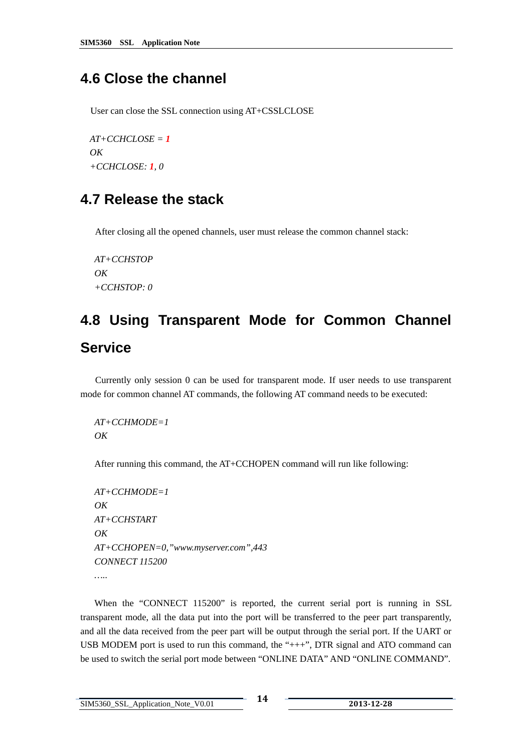## 4.6 Close the channel

User can close the SSL connection using AT+CSSLCLOSE

*AT+CCHCLOSE = **1***
*OK*
*+CCHCLOSE: **1**, 0*

## 4.7 Release the stack

After closing all the opened channels, user must release the common channel stack:

*AT+CCHSTOP*
*OK*
*+CCHSTOP: 0*

## 4.8 Using Transparent Mode for Common Channel Service

Currently only session 0 can be used for transparent mode. If user needs to use transparent mode for common channel AT commands, the following AT command needs to be executed:

*AT+CCHMODE=1*
*OK*

After running this command, the AT+CCHOPEN command will run like following:

*AT+CCHMODE=1*
*OK*
*AT+CCHSTART*
*OK*
*AT+CCHOPEN=0,"www.myserver.com",443*
*CONNECT 115200*
*…..*

When the "CONNECT 115200" is reported, the current serial port is running in SSL transparent mode, all the data put into the port will be transferred to the peer part transparently, and all the data received from the peer part will be output through the serial port. If the UART or USB MODEM port is used to run this command, the "+++", DTR signal and ATO command can be used to switch the serial port mode between "ONLINE DATA" AND "ONLINE COMMAND".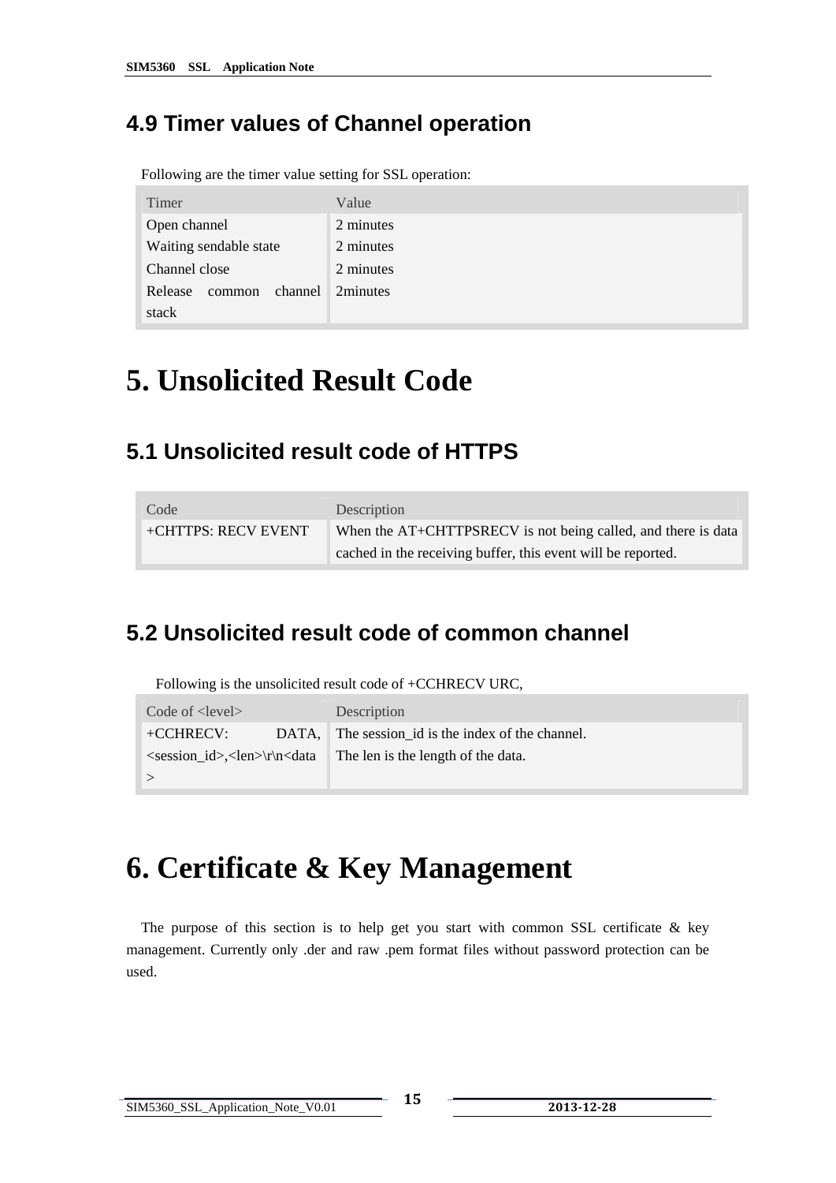## 4.9 Timer values of Channel operation

Following are the timer value setting for SSL operation:

| Timer | Value |
|---|---|
| Open channel | 2 minutes |
| Waiting sendable state | 2 minutes |
| Channel close | 2 minutes |
| Release common channel stack | 2minutes |

# 5. Unsolicited Result Code

## 5.1 Unsolicited result code of HTTPS

| Code | Description |
|---|---|
| +CHTTPS: RECV EVENT | When the AT+CHTTPSRECV is not being called, and there is data cached in the receiving buffer, this event will be reported. |

## 5.2 Unsolicited result code of common channel

Following is the unsolicited result code of +CCHRECV URC,

| Code of <level> | Description |
|---|---|
| +CCHRECV: DATA, <session_id>,<len>\r\n<data> | The session_id is the index of the channel.<br>The len is the length of the data. |

# 6. Certificate & Key Management

The purpose of this section is to help get you start with common SSL certificate & key management. Currently only .der and raw .pem format files without password protection can be used.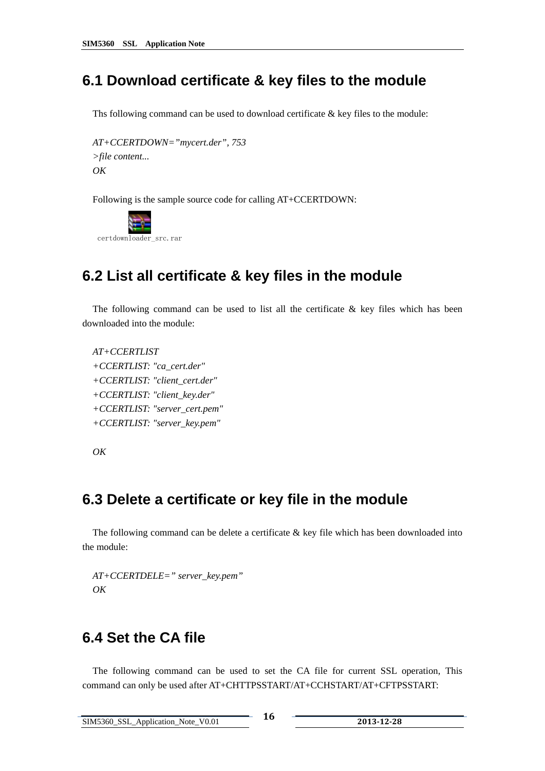## 6.1 Download certificate & key files to the module

Ths following command can be used to download certificate & key files to the module:

*AT+CCERTDOWN="mycert.der", 753*
*>file content...*
*OK*

Following is the sample source code for calling AT+CCERTDOWN:

certdownloader_src.rar

## 6.2 List all certificate & key files in the module

The following command can be used to list all the certificate & key files which has been downloaded into the module:

*AT+CCERTLIST*
*+CCERTLIST: "ca_cert.der"*
*+CCERTLIST: "client_cert.der"*
*+CCERTLIST: "client_key.der"*
*+CCERTLIST: "server_cert.pem"*
*+CCERTLIST: "server_key.pem"*

*OK*

## 6.3 Delete a certificate or key file in the module

The following command can be delete a certificate & key file which has been downloaded into the module:

*AT+CCERTDELE=" server_key.pem"*
*OK*

## 6.4 Set the CA file

The following command can be used to set the CA file for current SSL operation, This command can only be used after AT+CHTTPSSTART/AT+CCHSTART/AT+CFTPSSTART: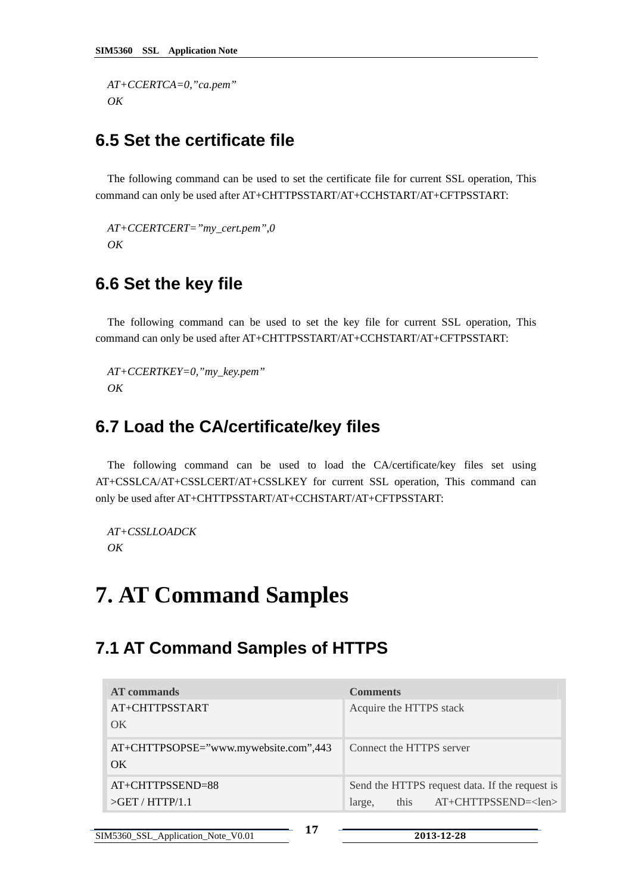*AT+CCERTCA=0,"ca.pem"*
*OK*

## 6.5 Set the certificate file

The following command can be used to set the certificate file for current SSL operation, This command can only be used after AT+CHTTPSSTART/AT+CCHSTART/AT+CFTPSSTART:

*AT+CCERTCERT="my_cert.pem",0*
*OK*

## 6.6 Set the key file

The following command can be used to set the key file for current SSL operation, This command can only be used after AT+CHTTPSSTART/AT+CCHSTART/AT+CFTPSSTART:

*AT+CCERTKEY=0,"my_key.pem"*
*OK*

## 6.7 Load the CA/certificate/key files

The following command can be used to load the CA/certificate/key files set using AT+CSSLCA/AT+CSSLCERT/AT+CSSLKEY for current SSL operation, This command can only be used after AT+CHTTPSSTART/AT+CCHSTART/AT+CFTPSSTART:

*AT+CSSLLOADCK*
*OK*

# 7. AT Command Samples

## 7.1 AT Command Samples of HTTPS

| AT commands | Comments |
|---|---|
| AT+CHTTPSSTART<br>OK | Acquire the HTTPS stack |
| AT+CHTTPSOPSE="www.mywebsite.com",443<br>OK | Connect the HTTPS server |
| AT+CHTTPSSEND=88<br>>GET / HTTP/1.1 | Send the HTTPS request data. If the request is large, this AT+CHTTPSSEND=<len> |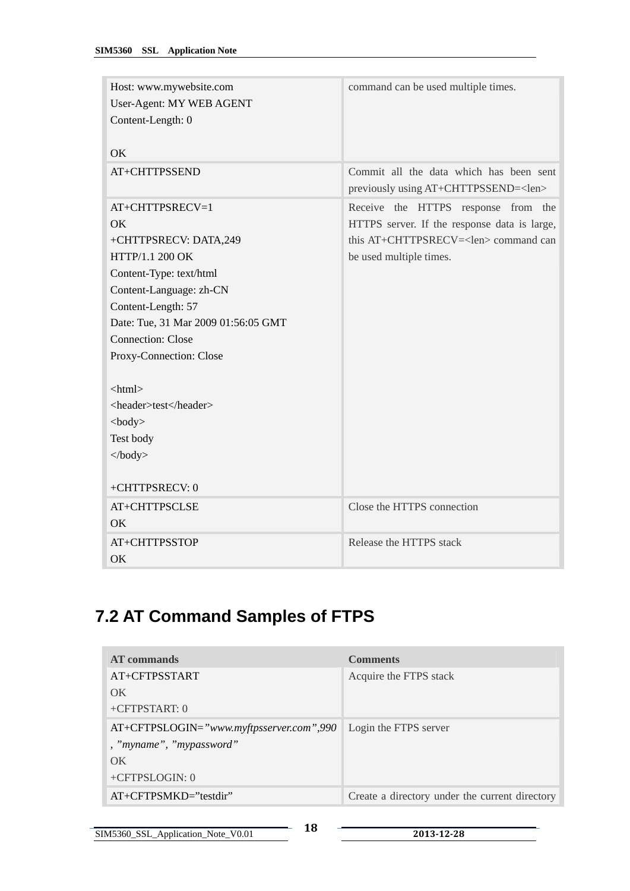| | |
|---|---|
| Host: www.mywebsite.com<br>User-Agent: MY WEB AGENT<br>Content-Length: 0<br><br>OK | command can be used multiple times. |
| AT+CHTTPSSEND | Commit all the data which has been sent previously using AT+CHTTPSSEND=<len> |
| AT+CHTTPSRECV=1<br>OK<br>+CHTTPSRECV: DATA,249<br>HTTP/1.1 200 OK<br>Content-Type: text/html<br>Content-Language: zh-CN<br>Content-Length: 57<br>Date: Tue, 31 Mar 2009 01:56:05 GMT<br>Connection: Close<br>Proxy-Connection: Close<br><br><html><br><header>test</header><br><body><br>Test body<br></body><br><br>+CHTTPSRECV: 0 | Receive the HTTPS response from the HTTPS server. If the response data is large, this AT+CHTTPSRECV=<len> command can be used multiple times. |
| AT+CHTTPSCLSE<br>OK | Close the HTTPS connection |
| AT+CHTTPSSTOP<br>OK | Release the HTTPS stack |

## 7.2 AT Command Samples of FTPS

| AT commands | Comments |
|---|---|
| AT+CFTPSSTART<br>OK<br>+CFTPSTART: 0 | Acquire the FTPS stack |
| AT+CFTPSLOGIN=*"www.myftpsserver.com",990, "myname", "mypassword"*<br>OK<br>+CFTPSLOGIN: 0 | Login the FTPS server |
| AT+CFTPSMKD="testdir" | Create a directory under the current directory |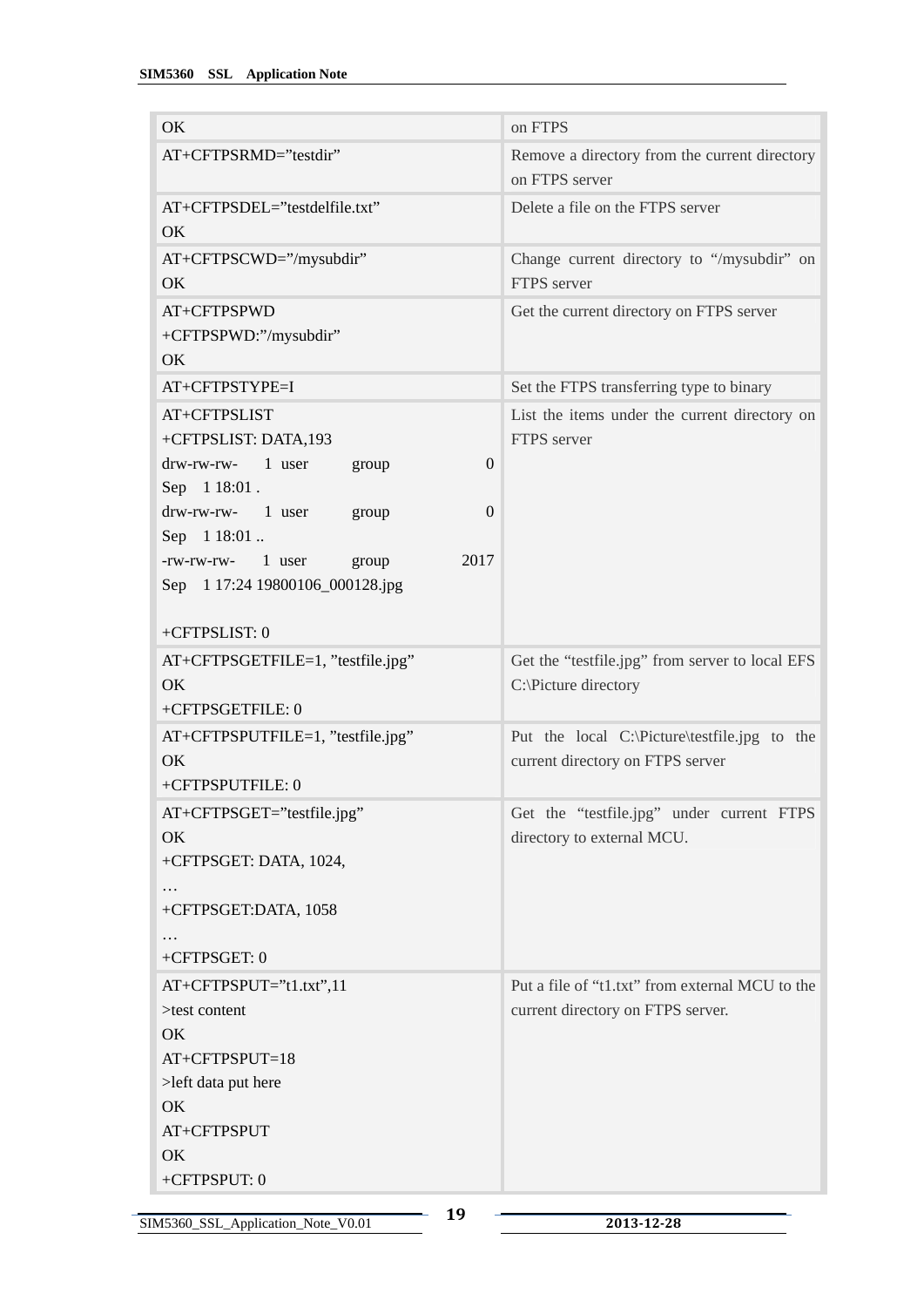| | |
|---|---|
| OK | on FTPS |
| AT+CFTPSRMD=”testdir” | Remove a directory from the current directory on FTPS server |
| AT+CFTPSDEL=”testdelfile.txt”<br>OK | Delete a file on the FTPS server |
| AT+CFTPSCWD=”/mysubdir”<br>OK | Change current directory to “/mysubdir” on FTPS server |
| AT+CFTPSPWD<br>+CFTPSPWD:”/mysubdir”<br>OK | Get the current directory on FTPS server |
| AT+CFTPSTYPE=I | Set the FTPS transferring type to binary |
| AT+CFTPSLIST<br>+CFTPSLIST: DATA,193<br>drw-rw-rw- 1 user group 0<br>Sep 1 18:01 .<br>drw-rw-rw- 1 user group 0<br>Sep 1 18:01 ..<br>-rw-rw-rw- 1 user group 2017<br>Sep 1 17:24 19800106_000128.jpg<br><br>+CFTPSLIST: 0 | List the items under the current directory on FTPS server |
| AT+CFTPSGETFILE=1, ”testfile.jpg”<br>OK<br>+CFTPSGETFILE: 0 | Get the “testfile.jpg” from server to local EFS C:\Picture directory |
| AT+CFTPSPUTFILE=1, ”testfile.jpg”<br>OK<br>+CFTPSPUTFILE: 0 | Put the local C:\Picture\testfile.jpg to the current directory on FTPS server |
| AT+CFTPSGET=”testfile.jpg”<br>OK<br>+CFTPSGET: DATA, 1024,<br>…<br>+CFTPSGET:DATA, 1058<br>…<br>+CFTPSGET: 0 | Get the “testfile.jpg” under current FTPS directory to external MCU. |
| AT+CFTPSPUT=”t1.txt”,11<br>>test content<br>OK<br>AT+CFTPSPUT=18<br>>left data put here<br>OK<br>AT+CFTPSPUT<br>OK<br>+CFTPSPUT: 0 | Put a file of “t1.txt” from external MCU to the current directory on FTPS server. |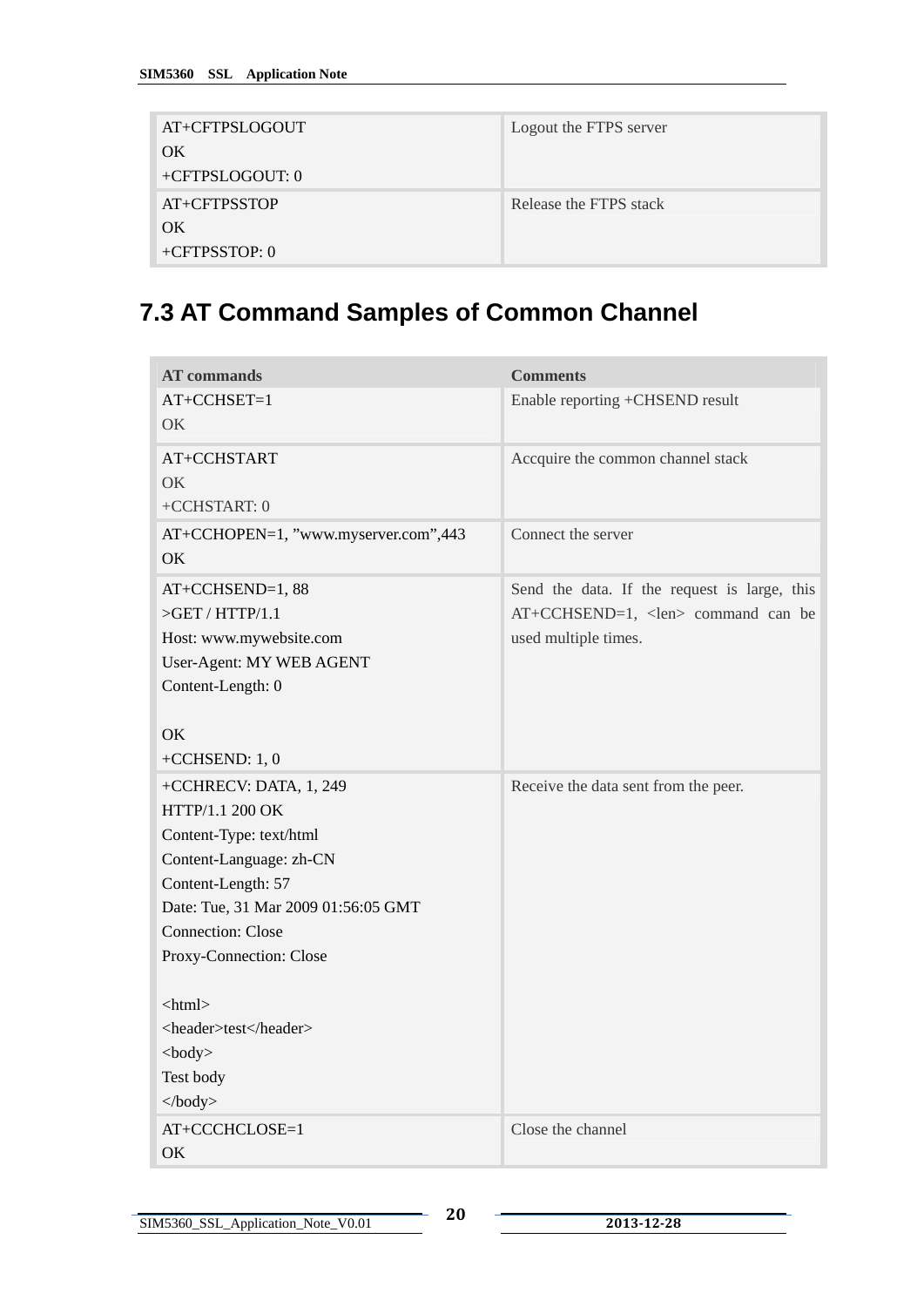| | |
|---|---|
| AT+CFTPSLOGOUT<br>OK<br>+CFTPSLOGOUT: 0 | Logout the FTPS server |
| AT+CFTPSSTOP<br>OK<br>+CFTPSSTOP: 0 | Release the FTPS stack |

## 7.3 AT Command Samples of Common Channel

| AT commands | Comments |
|---|---|
| AT+CCHSET=1<br>OK | Enable reporting +CHSEND result |
| AT+CCHSTART<br>OK<br>+CCHSTART: 0 | Accquire the common channel stack |
| AT+CCHOPEN=1, ”www.myserver.com”,443<br>OK | Connect the server |
| AT+CCHSEND=1, 88<br>>GET / HTTP/1.1<br>Host: www.mywebsite.com<br>User-Agent: MY WEB AGENT<br>Content-Length: 0<br><br>OK<br>+CCHSEND: 1, 0 | Send the data. If the request is large, this AT+CCHSEND=1, <len> command can be used multiple times. |
| +CCHRECV: DATA, 1, 249<br>HTTP/1.1 200 OK<br>Content-Type: text/html<br>Content-Language: zh-CN<br>Content-Length: 57<br>Date: Tue, 31 Mar 2009 01:56:05 GMT<br>Connection: Close<br>Proxy-Connection: Close<br><br><html><br><header>test</header><br><body><br>Test body<br></body> | Receive the data sent from the peer. |
| AT+CCCHCLOSE=1<br>OK | Close the channel |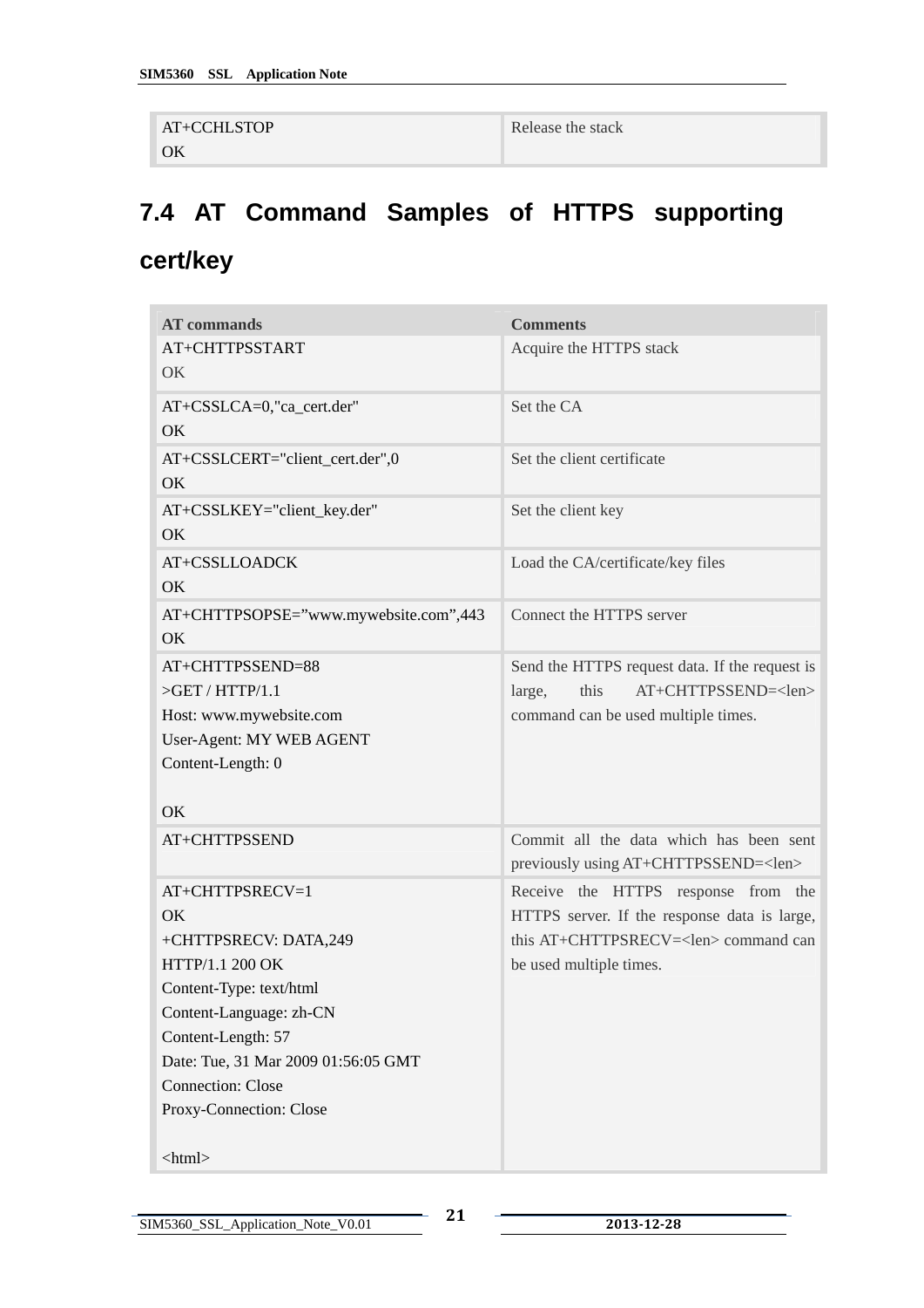| | |
|---|---|
| AT+CCHLSTOP<br>OK | Release the stack |

## 7.4 AT Command Samples of HTTPS supporting cert/key

| AT commands | Comments |
|---|---|
| AT+CHTTPSSTART<br>OK | Acquire the HTTPS stack |
| AT+CSSLCA=0,"ca_cert.der"<br>OK | Set the CA |
| AT+CSSLCERT="client_cert.der",0<br>OK | Set the client certificate |
| AT+CSSLKEY="client_key.der"<br>OK | Set the client key |
| AT+CSSLLOADCK<br>OK | Load the CA/certificate/key files |
| AT+CHTTPSOPSE=”www.mywebsite.com”,443<br>OK | Connect the HTTPS server |
| AT+CHTTPSSEND=88<br>>GET / HTTP/1.1<br>Host: www.mywebsite.com<br>User-Agent: MY WEB AGENT<br>Content-Length: 0<br><br>OK | Send the HTTPS request data. If the request is large, this AT+CHTTPSSEND=<len> command can be used multiple times. |
| AT+CHTTPSSEND | Commit all the data which has been sent previously using AT+CHTTPSSEND=<len> |
| AT+CHTTPSRECV=1<br>OK<br>+CHTTPSRECV: DATA,249<br>HTTP/1.1 200 OK<br>Content-Type: text/html<br>Content-Language: zh-CN<br>Content-Length: 57<br>Date: Tue, 31 Mar 2009 01:56:05 GMT<br>Connection: Close<br>Proxy-Connection: Close<br><br><html> | Receive the HTTPS response from the HTTPS server. If the response data is large, this AT+CHTTPSRECV=<len> command can be used multiple times. |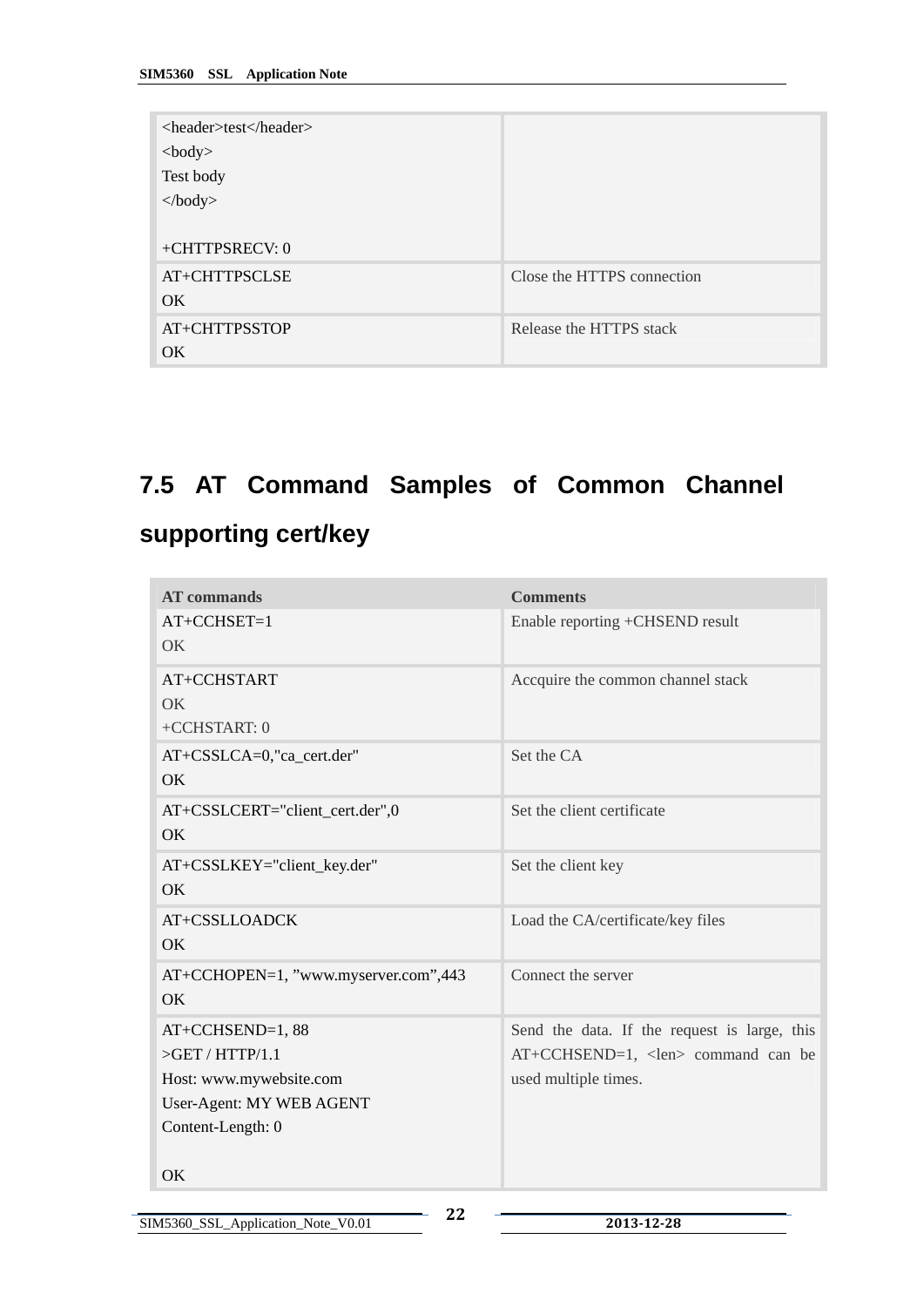| | |
|---|---|
| &lt;header&gt;test&lt;/header&gt;<br>&lt;body&gt;<br>Test body<br>&lt;/body&gt;<br><br>+CHTTPSRECV: 0 | |
| AT+CHTTPSCLSE<br>OK | Close the HTTPS connection |
| AT+CHTTPSSTOP<br>OK | Release the HTTPS stack |

## 7.5 AT Command Samples of Common Channel supporting cert/key

| AT commands | Comments |
|---|---|
| AT+CCHSET=1<br>OK | Enable reporting +CHSEND result |
| AT+CCHSTART<br>OK<br>+CCHSTART: 0 | Accquire the common channel stack |
| AT+CSSLCA=0,"ca_cert.der"<br>OK | Set the CA |
| AT+CSSLCERT="client_cert.der",0<br>OK | Set the client certificate |
| AT+CSSLKEY="client_key.der"<br>OK | Set the client key |
| AT+CSSLLOADCK<br>OK | Load the CA/certificate/key files |
| AT+CCHOPEN=1, ”www.myserver.com”,443<br>OK | Connect the server |
| AT+CCHSEND=1, 88<br>&gt;GET / HTTP/1.1<br>Host: www.mywebsite.com<br>User-Agent: MY WEB AGENT<br>Content-Length: 0<br><br>OK | Send the data. If the request is large, this AT+CCHSEND=1, &lt;len&gt; command can be used multiple times. |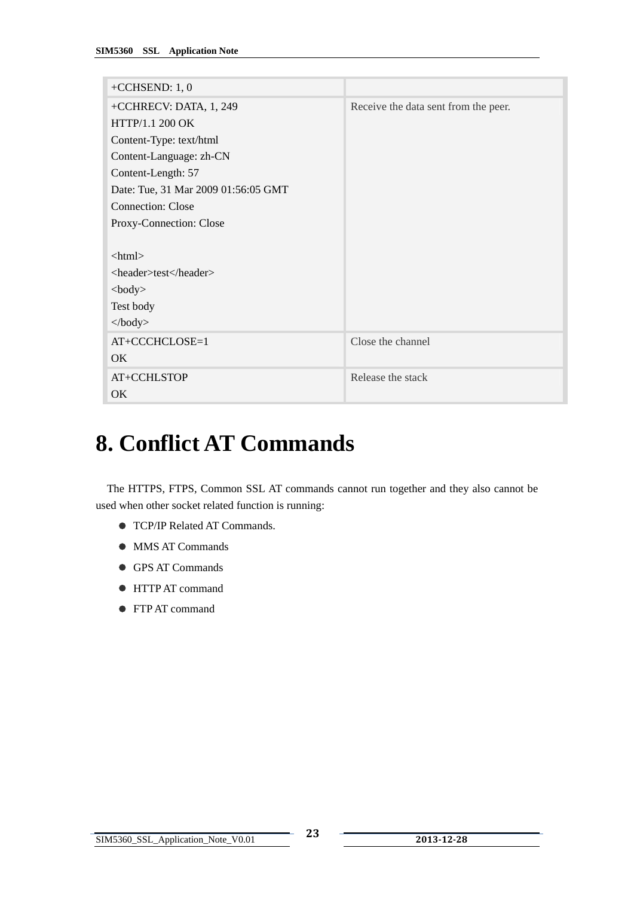| | |
|---|---|
| +CCHSEND: 1, 0 | |
| +CCHRECV: DATA, 1, 249<br>HTTP/1.1 200 OK<br>Content-Type: text/html<br>Content-Language: zh-CN<br>Content-Length: 57<br>Date: Tue, 31 Mar 2009 01:56:05 GMT<br>Connection: Close<br>Proxy-Connection: Close<br><br>&lt;html&gt;<br>&lt;header&gt;test&lt;/header&gt;<br>&lt;body&gt;<br>Test body<br>&lt;/body&gt; | Receive the data sent from the peer. |
| AT+CCCHCLOSE=1<br>OK | Close the channel |
| AT+CCHLSTOP<br>OK | Release the stack |

# 8. Conflict AT Commands

The HTTPS, FTPS, Common SSL AT commands cannot run together and they also cannot be used when other socket related function is running:

- TCP/IP Related AT Commands.
- MMS AT Commands
- GPS AT Commands
- HTTP AT command
- FTP AT command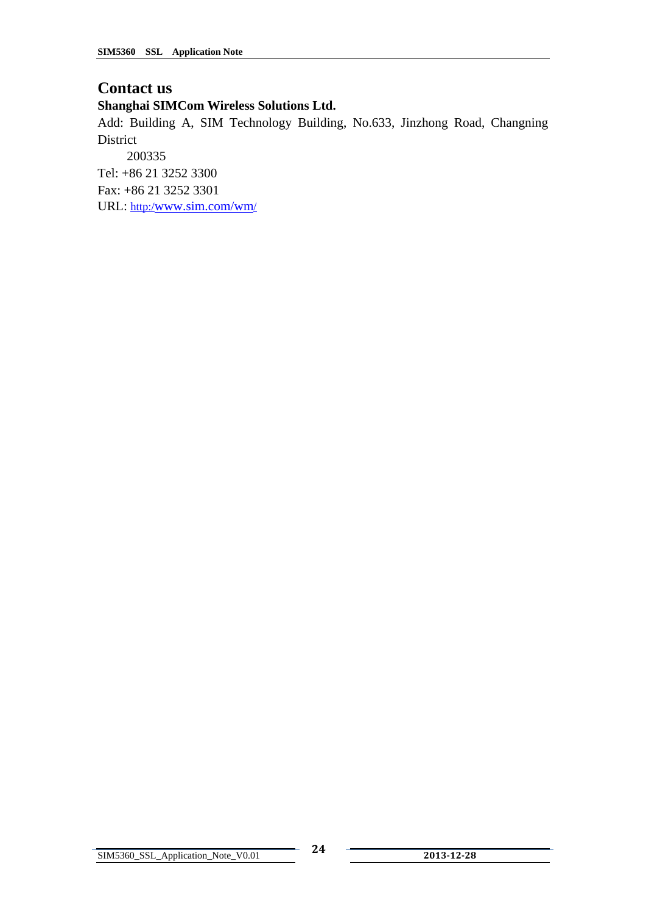# Contact us

**Shanghai SIMCom Wireless Solutions Ltd.**

Add: Building A, SIM Technology Building, No.633, Jinzhong Road, Changning District

200335

Tel: +86 21 3252 3300

Fax: +86 21 3252 3301

URL: http:/www.sim.com/wm/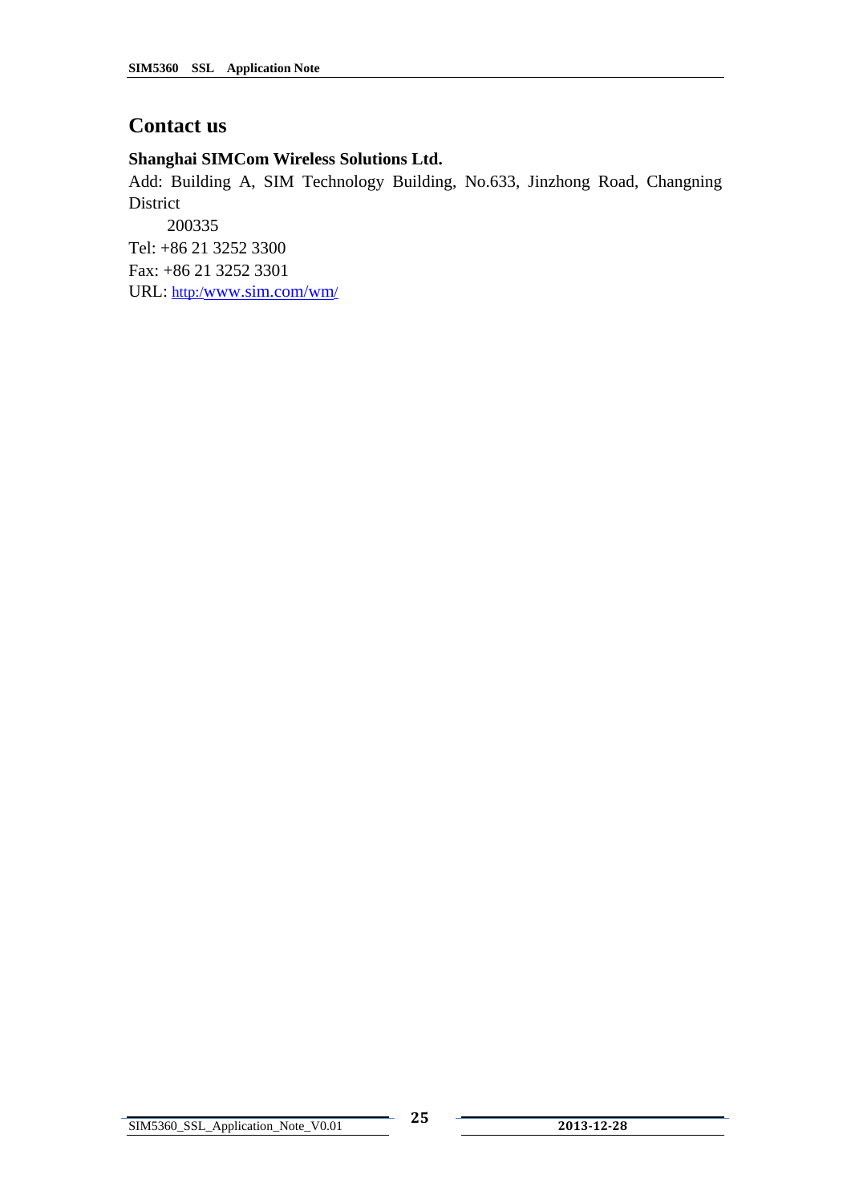# Contact us

**Shanghai SIMCom Wireless Solutions Ltd.**

Add: Building A, SIM Technology Building, No.633, Jinzhong Road, Changning District

200335

Tel: +86 21 3252 3300

Fax: +86 21 3252 3301

URL: http:/www.sim.com/wm/